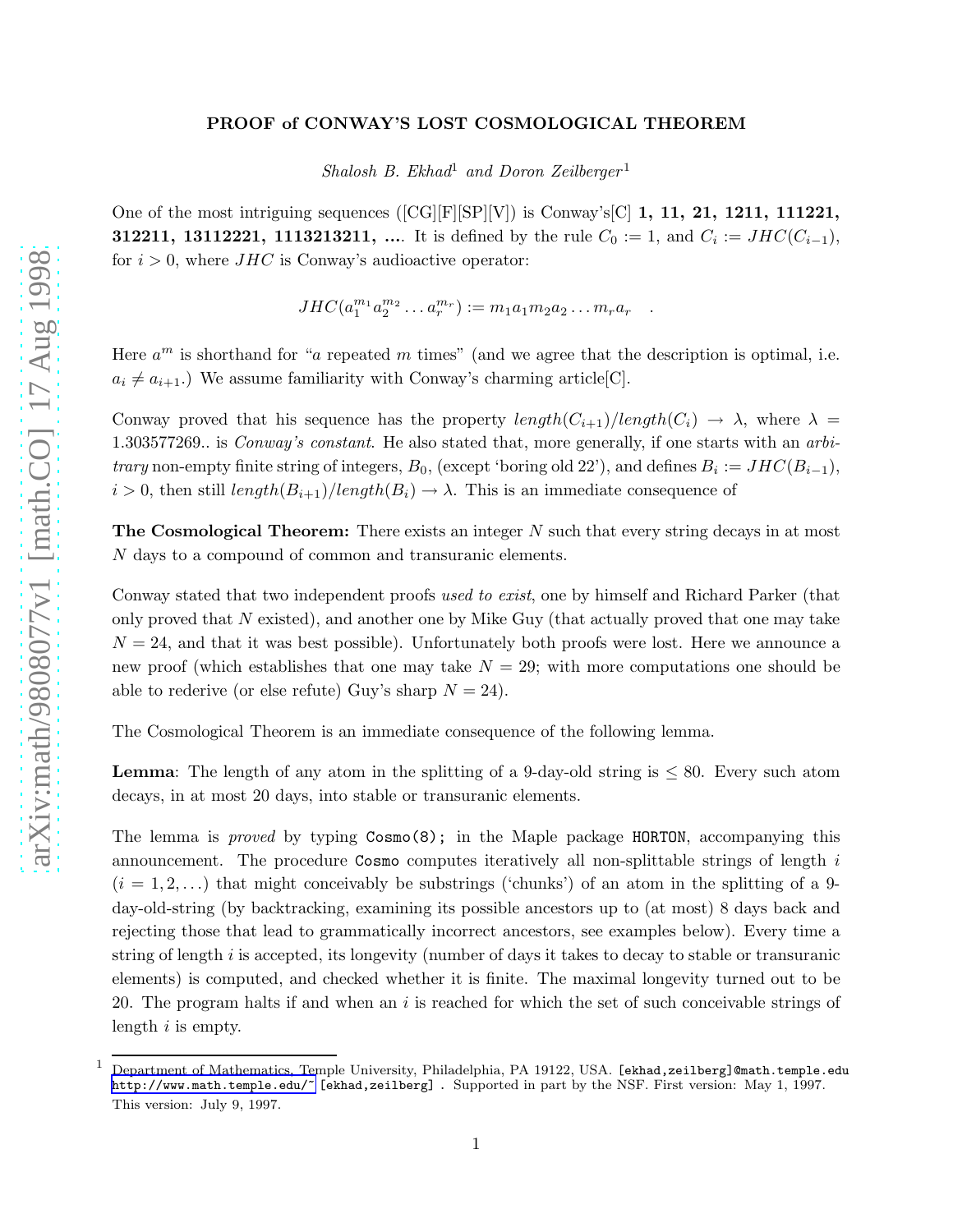# PROOF of CONWAY'S LOST COSMOLOGICAL THEOREM

*Shalosh B. Ekhad*[1] *and Doron Zeilberger*[1]

One of the most intriguing sequences ([CG][F][SP][V]) is Conway's[C] **1, 11, 21, 1211, 111221, 312211, 13112221, 1113213211, ...**. It is defined by the rule $C_0 := 1$, and $C_i := JHC(C_{i-1})$, for $i > 0$, where $JHC$ is Conway's audioactive operator:

$$JHC(a_1^{m_1} a_2^{m_2} \dots a_r^{m_r}) := m_1 a_1 m_2 a_2 \dots m_r a_r \quad .$$

Here $a^m$ is shorthand for "$a$ repeated $m$ times" (and we agree that the description is optimal, i.e. $a_i \neq a_{i+1}$.) We assume familiarity with Conway's charming article[C].

Conway proved that his sequence has the property $length(C_{i+1})/length(C_i) \to \lambda$, where $\lambda = 1.303577269..$ is *Conway's constant*. He also stated that, more generally, if one starts with an *arbitrary* non-empty finite string of integers, $B_0$, (except 'boring old 22'), and defines $B_i := JHC(B_{i-1})$, $i > 0$, then still $length(B_{i+1})/length(B_i) \to \lambda$. This is an immediate consequence of

**The Cosmological Theorem:** There exists an integer $N$ such that every string decays in at most $N$ days to a compound of common and transuranic elements.

Conway stated that two independent proofs *used to exist*, one by himself and Richard Parker (that only proved that $N$ existed), and another one by Mike Guy (that actually proved that one may take $N = 24$, and that it was best possible). Unfortunately both proofs were lost. Here we announce a new proof (which establishes that one may take $N = 29$; with more computations one should be able to rederive (or else refute) Guy's sharp $N = 24$).

The Cosmological Theorem is an immediate consequence of the following lemma.

**Lemma**: The length of any atom in the splitting of a 9-day-old string is $\leq 80$. Every such atom decays, in at most 20 days, into stable or transuranic elements.

The lemma is *proved* by typing `Cosmo(8);` in the Maple package `HORTON`, accompanying this announcement. The procedure `Cosmo` computes iteratively all non-splittable strings of length $i$ ($i = 1, 2, \dots$) that might conceivably be substrings ('chunks') of an atom in the splitting of a 9-day-old-string (by backtracking, examining its possible ancestors up to (at most) 8 days back and rejecting those that lead to grammatically incorrect ancestors, see examples below). Every time a string of length $i$ is accepted, its longevity (number of days it takes to decay to stable or transuranic elements) is computed, and checked whether it is finite. The maximal longevity turned out to be 20. The program halts if and when an $i$ is reached for which the set of such conceivable strings of length $i$ is empty.

[1] Department of Mathematics, Temple University, Philadelphia, PA 19122, USA. `[ekhad,zeilberg]@math.temple.edu` `http://www.math.temple.edu/~[ekhad,zeilberg]` . Supported in part by the NSF. First version: May 1, 1997. This version: July 9, 1997.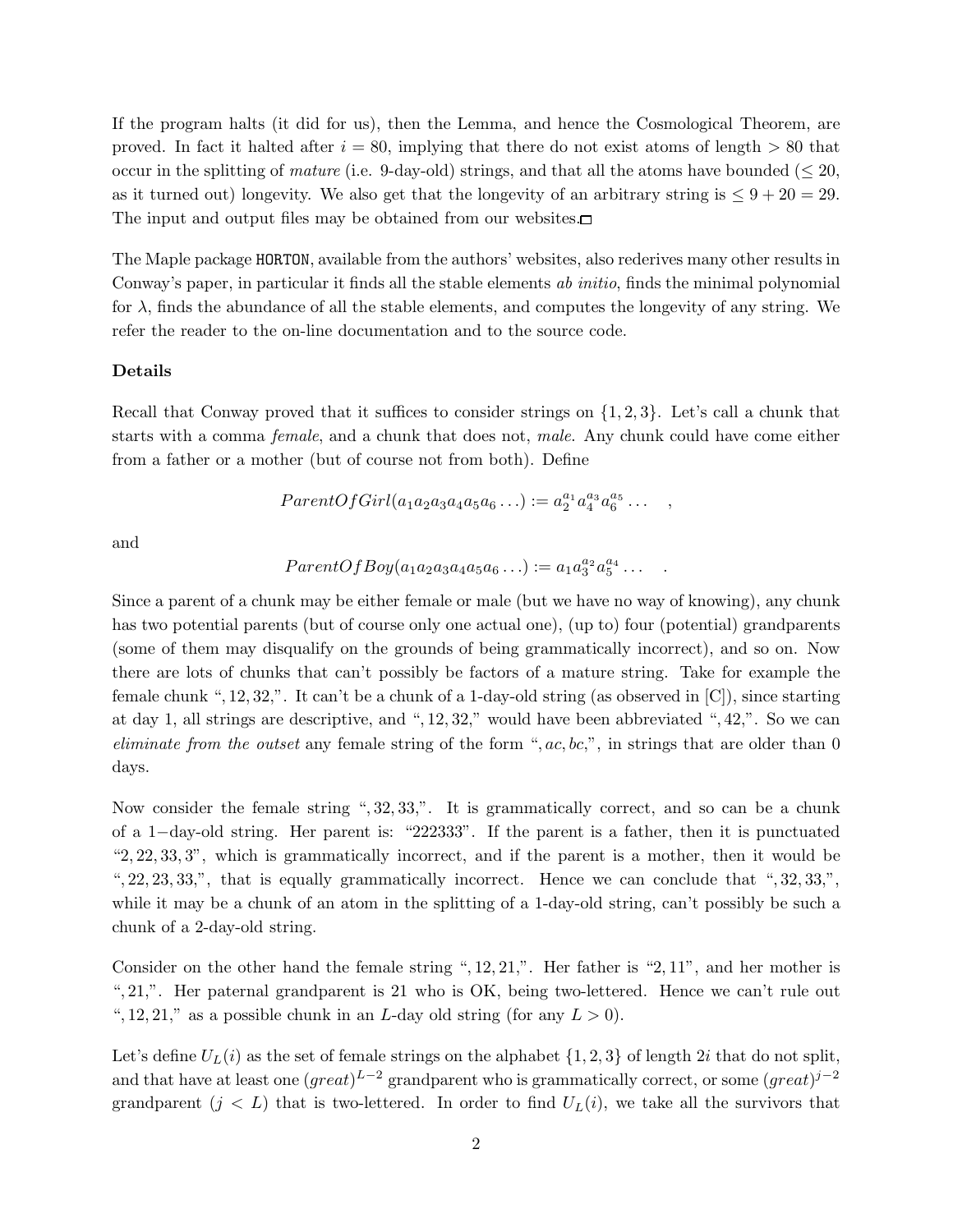If the program halts (it did for us), then the Lemma, and hence the Cosmological Theorem, are proved. In fact it halted after $i = 80$, implying that there do not exist atoms of length $> 80$ that occur in the splitting of *mature* (i.e. 9-day-old) strings, and that all the atoms have bounded ($\leq 20$, as it turned out) longevity. We also get that the longevity of an arbitrary string is $\leq 9 + 20 = 29$. The input and output files may be obtained from our websites.□

The Maple package `HORTON`, available from the authors' websites, also rederives many other results in Conway's paper, in particular it finds all the stable elements *ab initio*, finds the minimal polynomial for $\lambda$, finds the abundance of all the stable elements, and computes the longevity of any string. We refer the reader to the on-line documentation and to the source code.

**Details**

Recall that Conway proved that it suffices to consider strings on $\{1, 2, 3\}$. Let's call a chunk that starts with a comma *female*, and a chunk that does not, *male*. Any chunk could have come either from a father or a mother (but of course not from both). Define

$$ParentOfGirl(a_1a_2a_3a_4a_5a_6\ldots) := a_2^{a_1}a_4^{a_3}a_6^{a_5}\ldots \quad ,$$

and

$$ParentOfBoy(a_1a_2a_3a_4a_5a_6\ldots) := a_1a_3^{a_2}a_5^{a_4}\ldots \quad .$$

Since a parent of a chunk may be either female or male (but we have no way of knowing), any chunk has two potential parents (but of course only one actual one), (up to) four (potential) grandparents (some of them may disqualify on the grounds of being grammatically incorrect), and so on. Now there are lots of chunks that can't possibly be factors of a mature string. Take for example the female chunk ", 12, 32,". It can't be a chunk of a 1-day-old string (as observed in [C]), since starting at day 1, all strings are descriptive, and ", 12, 32," would have been abbreviated ", 42,". So we can *eliminate from the outset* any female string of the form ", $ac, bc$,", in strings that are older than 0 days.

Now consider the female string ", 32, 33,". It is grammatically correct, and so can be a chunk of a 1−day-old string. Her parent is: "222333". If the parent is a father, then it is punctuated "2, 22, 33, 3", which is grammatically incorrect, and if the parent is a mother, then it would be ", 22, 23, 33,", that is equally grammatically incorrect. Hence we can conclude that ", 32, 33,", while it may be a chunk of an atom in the splitting of a 1-day-old string, can't possibly be such a chunk of a 2-day-old string.

Consider on the other hand the female string ", 12, 21,". Her father is "2, 11", and her mother is ", 21,". Her paternal grandparent is 21 who is OK, being two-lettered. Hence we can't rule out ", 12, 21," as a possible chunk in an $L$-day old string (for any $L > 0$).

Let's define $U_L(i)$ as the set of female strings on the alphabet $\{1, 2, 3\}$ of length $2i$ that do not split, and that have at least one $(great)^{L-2}$ grandparent who is grammatically correct, or some $(great)^{j-2}$ grandparent ($j < L$) that is two-lettered. In order to find $U_L(i)$, we take all the survivors that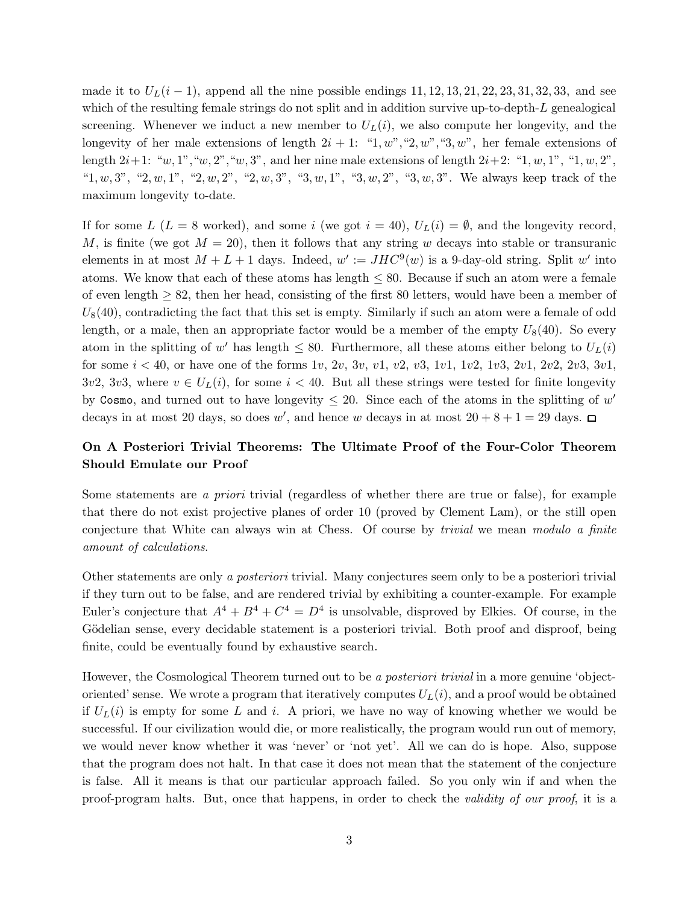made it to $U_L(i-1)$, append all the nine possible endings $11, 12, 13, 21, 22, 23, 31, 32, 33$, and see which of the resulting female strings do not split and in addition survive up-to-depth-$L$ genealogical screening. Whenever we induct a new member to $U_L(i)$, we also compute her longevity, and the longevity of her male extensions of length $2i+1$: "$1, w$","$2, w$","$3, w$", her female extensions of length $2i+1$: "$w, 1$","$w, 2$","$w, 3$", and her nine male extensions of length $2i+2$: "$1, w, 1$", "$1, w, 2$", "$1, w, 3$", "$2, w, 1$", "$2, w, 2$", "$2, w, 3$", "$3, w, 1$", "$3, w, 2$", "$3, w, 3$". We always keep track of the maximum longevity to-date.

If for some $L$ ($L = 8$ worked), and some $i$ (we got $i = 40$), $U_L(i) = \emptyset$, and the longevity record, $M$, is finite (we got $M = 20$), then it follows that any string $w$ decays into stable or transuranic elements in at most $M + L + 1$ days. Indeed, $w' := JHC^9(w)$ is a 9-day-old string. Split $w'$ into atoms. We know that each of these atoms has length $\leq 80$. Because if such an atom were a female of even length $\geq 82$, then her head, consisting of the first 80 letters, would have been a member of $U_8(40)$, contradicting the fact that this set is empty. Similarly if such an atom were a female of odd length, or a male, then an appropriate factor would be a member of the empty $U_8(40)$. So every atom in the splitting of $w'$ has length $\leq 80$. Furthermore, all these atoms either belong to $U_L(i)$ for some $i < 40$, or have one of the forms $1v$, $2v$, $3v$, $v1$, $v2$, $v3$, $1v1$, $1v2$, $1v3$, $2v1$, $2v2$, $2v3$, $3v1$, $3v2$, $3v3$, where $v \in U_L(i)$, for some $i < 40$. But all these strings were tested for finite longevity by `Cosmo`, and turned out to have longevity $\leq 20$. Since each of the atoms in the splitting of $w'$ decays in at most 20 days, so does $w'$, and hence $w$ decays in at most $20 + 8 + 1 = 29$ days. □

### On A Posteriori Trivial Theorems: The Ultimate Proof of the Four-Color Theorem Should Emulate our Proof

Some statements are *a priori* trivial (regardless of whether there are true or false), for example that there do not exist projective planes of order 10 (proved by Clement Lam), or the still open conjecture that White can always win at Chess. Of course by *trivial* we mean *modulo a finite amount of calculations*.

Other statements are only *a posteriori* trivial. Many conjectures seem only to be a posteriori trivial if they turn out to be false, and are rendered trivial by exhibiting a counter-example. For example Euler's conjecture that $A^4 + B^4 + C^4 = D^4$ is unsolvable, disproved by Elkies. Of course, in the Gödelian sense, every decidable statement is a posteriori trivial. Both proof and disproof, being finite, could be eventually found by exhaustive search.

However, the Cosmological Theorem turned out to be *a posteriori trivial* in a more genuine 'object-oriented' sense. We wrote a program that iteratively computes $U_L(i)$, and a proof would be obtained if $U_L(i)$ is empty for some $L$ and $i$. A priori, we have no way of knowing whether we would be successful. If our civilization would die, or more realistically, the program would run out of memory, we would never know whether it was 'never' or 'not yet'. All we can do is hope. Also, suppose that the program does not halt. In that case it does not mean that the statement of the conjecture is false. All it means is that our particular approach failed. So you only win if and when the proof-program halts. But, once that happens, in order to check the *validity of our proof*, it is a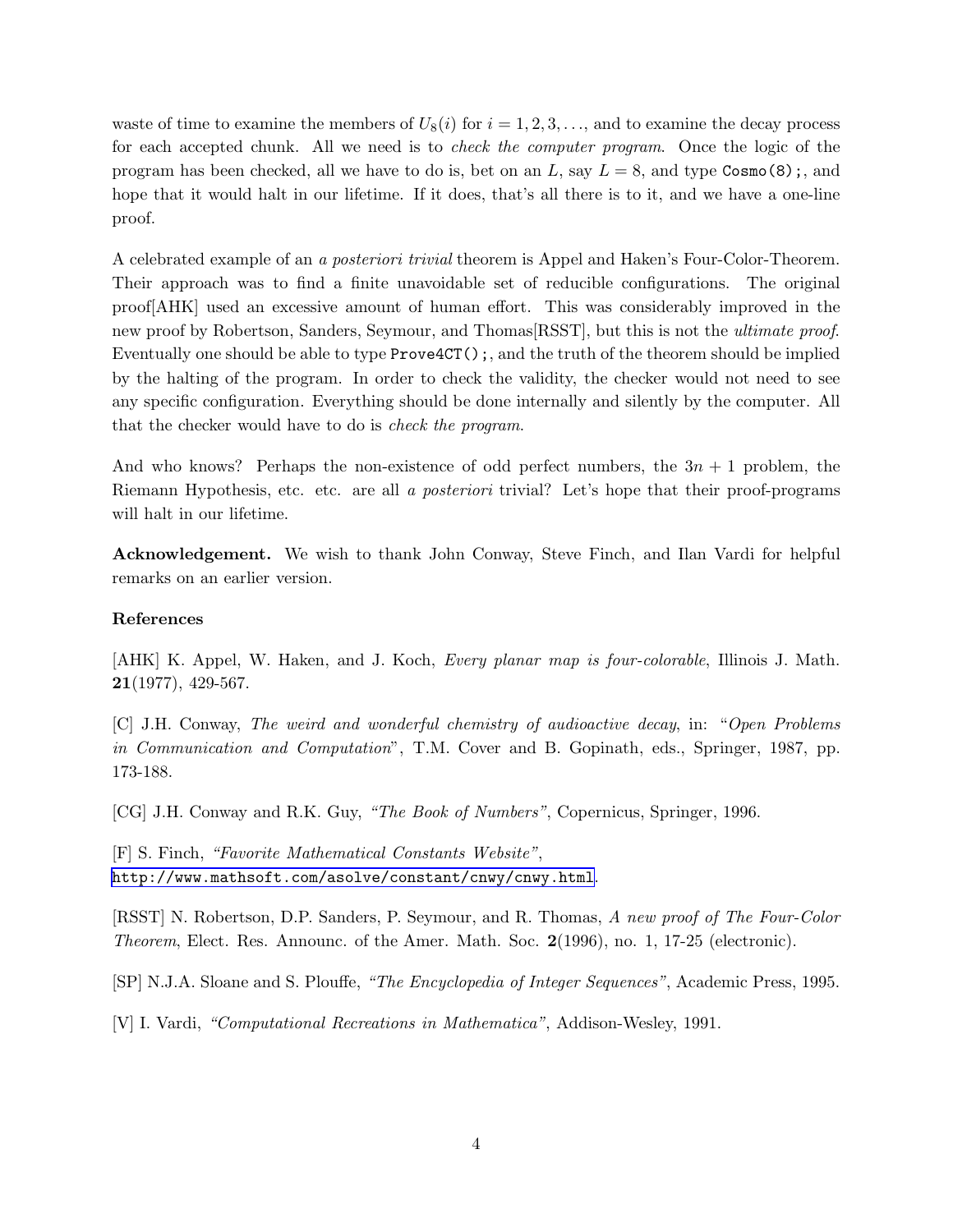waste of time to examine the members of $U_8(i)$ for $i = 1, 2, 3, \ldots$, and to examine the decay process for each accepted chunk. All we need is to *check the computer program*. Once the logic of the program has been checked, all we have to do is, bet on an $L$, say $L = 8$, and type `Cosmo(8);`, and hope that it would halt in our lifetime. If it does, that's all there is to it, and we have a one-line proof.

A celebrated example of an *a posteriori trivial* theorem is Appel and Haken's Four-Color-Theorem. Their approach was to find a finite unavoidable set of reducible configurations. The original proof[AHK] used an excessive amount of human effort. This was considerably improved in the new proof by Robertson, Sanders, Seymour, and Thomas[RSST], but this is not the *ultimate proof*. Eventually one should be able to type `Prove4CT();`, and the truth of the theorem should be implied by the halting of the program. In order to check the validity, the checker would not need to see any specific configuration. Everything should be done internally and silently by the computer. All that the checker would have to do is *check the program*.

And who knows? Perhaps the non-existence of odd perfect numbers, the $3n + 1$ problem, the Riemann Hypothesis, etc. etc. are all *a posteriori* trivial? Let's hope that their proof-programs will halt in our lifetime.

**Acknowledgement.** We wish to thank John Conway, Steve Finch, and Ilan Vardi for helpful remarks on an earlier version.

**References**

[AHK] K. Appel, W. Haken, and J. Koch, *Every planar map is four-colorable*, Illinois J. Math. **21**(1977), 429-567.

[C] J.H. Conway, *The weird and wonderful chemistry of audioactive decay*, in: "*Open Problems in Communication and Computation*", T.M. Cover and B. Gopinath, eds., Springer, 1987, pp. 173-188.

[CG] J.H. Conway and R.K. Guy, *"The Book of Numbers"*, Copernicus, Springer, 1996.

[F] S. Finch, *"Favorite Mathematical Constants Website"*, http://www.mathsoft.com/asolve/constant/cnwy/cnwy.html.

[RSST] N. Robertson, D.P. Sanders, P. Seymour, and R. Thomas, *A new proof of The Four-Color Theorem*, Elect. Res. Announc. of the Amer. Math. Soc. **2**(1996), no. 1, 17-25 (electronic).

[SP] N.J.A. Sloane and S. Plouffe, *"The Encyclopedia of Integer Sequences"*, Academic Press, 1995.

[V] I. Vardi, *"Computational Recreations in Mathematica"*, Addison-Wesley, 1991.